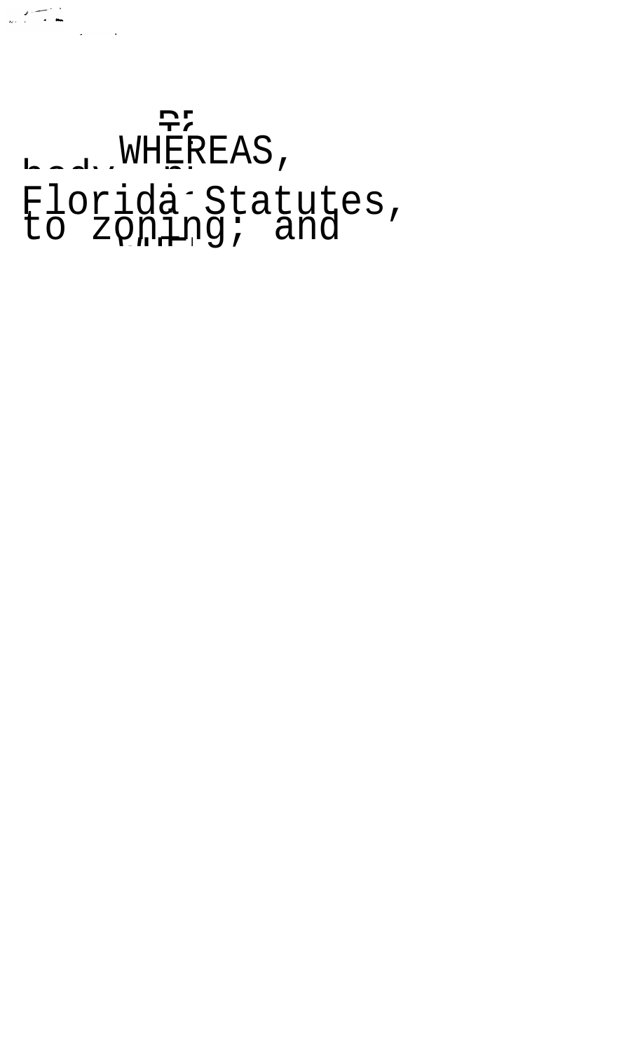WHEREAS,

Florida Statutes,

to zoning; and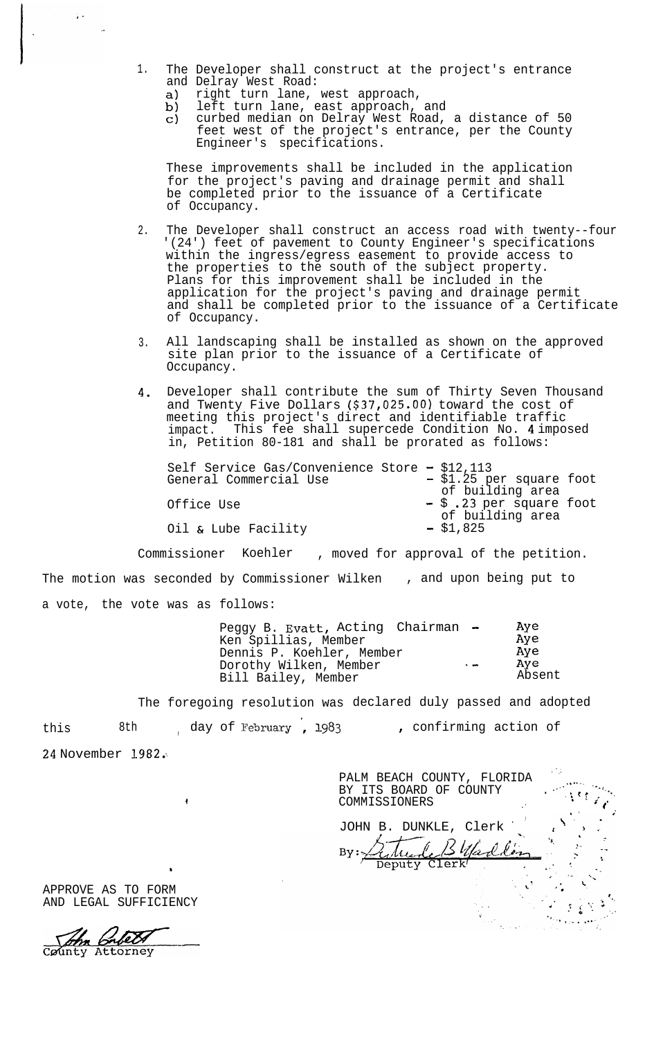1. The Developer shall construct at the project's entrance and Delray West Road:
   a) right turn lane, west approach,
   b) left turn lane, east approach, and
   c) curbed median on Delray West Road, a distance of 50 feet west of the project's entrance, per the County Engineer's specifications.

   These improvements shall be included in the application for the project's paving and drainage permit and shall be completed prior to the issuance of a Certificate of Occupancy.

2. The Developer shall construct an access road with twenty--four '(24') feet of pavement to County Engineer's specifications within the ingress/egress easement to provide access to the properties to the south of the subject property. Plans for this improvement shall be included in the application for the project's paving and drainage permit and shall be completed prior to the issuance of a Certificate of Occupancy.

3. All landscaping shall be installed as shown on the approved site plan prior to the issuance of a Certificate of Occupancy.

4. Developer shall contribute the sum of Thirty Seven Thousand and Twenty Five Dollars ($37,025.00) toward the cost of meeting this project's direct and identifiable traffic impact. This fee shall supercede Condition No. 4 imposed in, Petition 80-181 and shall be prorated as follows:

| | |
|---|---|
| Self Service Gas/Convenience Store | - $12,113 |
| General Commercial Use | - $1.25 per square foot of building area |
| Office Use | - $ .23 per square foot of building area |
| Oil & Lube Facility | - $1,825 |

Commissioner Koehler , moved for approval of the petition. The motion was seconded by Commissioner Wilken , and upon being put to a vote, the vote was as follows:

| | |
|---|---|
| Peggy B. Evatt, Acting Chairman - | Aye |
| Ken Spillias, Member | Aye |
| Dennis P. Koehler, Member | Aye |
| Dorothy Wilken, Member | Aye |
| Bill Bailey, Member | Absent |

The foregoing resolution was declared duly passed and adopted this 8th day of February , 1983 , confirming action of 24 November 1982.

PALM BEACH COUNTY, FLORIDA
BY ITS BOARD OF COUNTY
COMMISSIONERS

JOHN B. DUNKLE, Clerk

By: [signature]
Deputy Clerk

APPROVE AS TO FORM
AND LEGAL SUFFICIENCY

[signature]
County Attorney